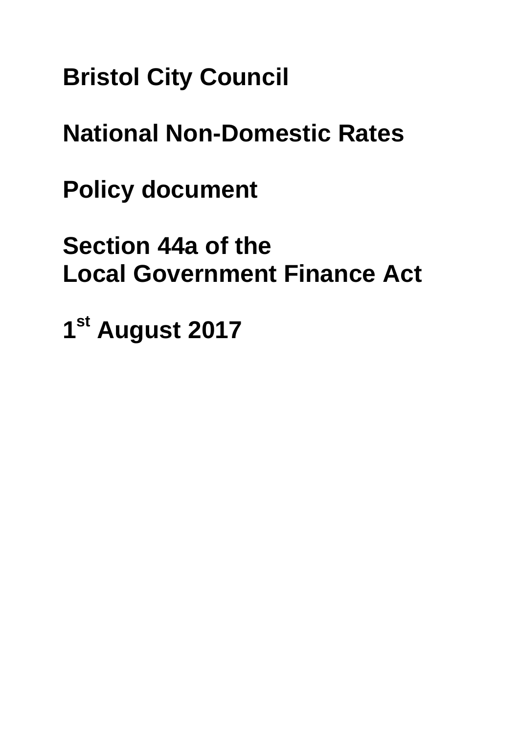# Bristol City Council

# National Non-Domestic Rates

# Policy document

# Section 44a of the Local Government Finance Act

# 1st August 2017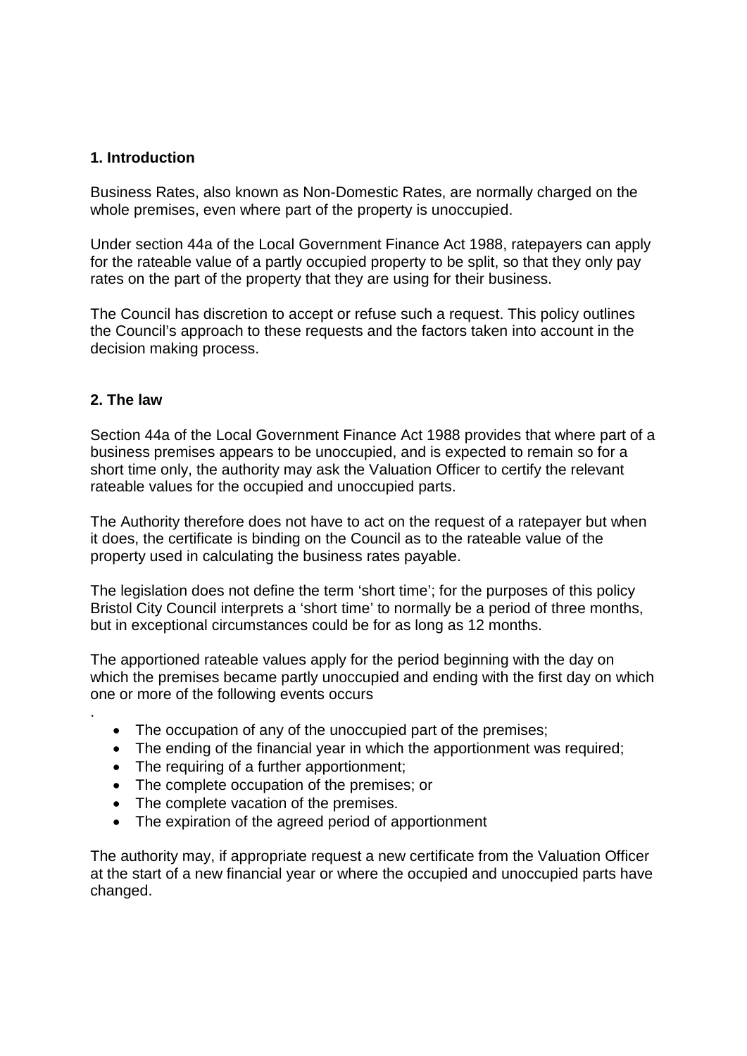## 1. Introduction

Business Rates, also known as Non-Domestic Rates, are normally charged on the whole premises, even where part of the property is unoccupied.

Under section 44a of the Local Government Finance Act 1988, ratepayers can apply for the rateable value of a partly occupied property to be split, so that they only pay rates on the part of the property that they are using for their business.

The Council has discretion to accept or refuse such a request. This policy outlines the Council's approach to these requests and the factors taken into account in the decision making process.

## 2. The law

Section 44a of the Local Government Finance Act 1988 provides that where part of a business premises appears to be unoccupied, and is expected to remain so for a short time only, the authority may ask the Valuation Officer to certify the relevant rateable values for the occupied and unoccupied parts.

The Authority therefore does not have to act on the request of a ratepayer but when it does, the certificate is binding on the Council as to the rateable value of the property used in calculating the business rates payable.

The legislation does not define the term 'short time'; for the purposes of this policy Bristol City Council interprets a 'short time' to normally be a period of three months, but in exceptional circumstances could be for as long as 12 months.

The apportioned rateable values apply for the period beginning with the day on which the premises became partly unoccupied and ending with the first day on which one or more of the following events occurs

.

- The occupation of any of the unoccupied part of the premises;
- The ending of the financial year in which the apportionment was required;
- The requiring of a further apportionment;
- The complete occupation of the premises; or
- The complete vacation of the premises.
- The expiration of the agreed period of apportionment

The authority may, if appropriate request a new certificate from the Valuation Officer at the start of a new financial year or where the occupied and unoccupied parts have changed.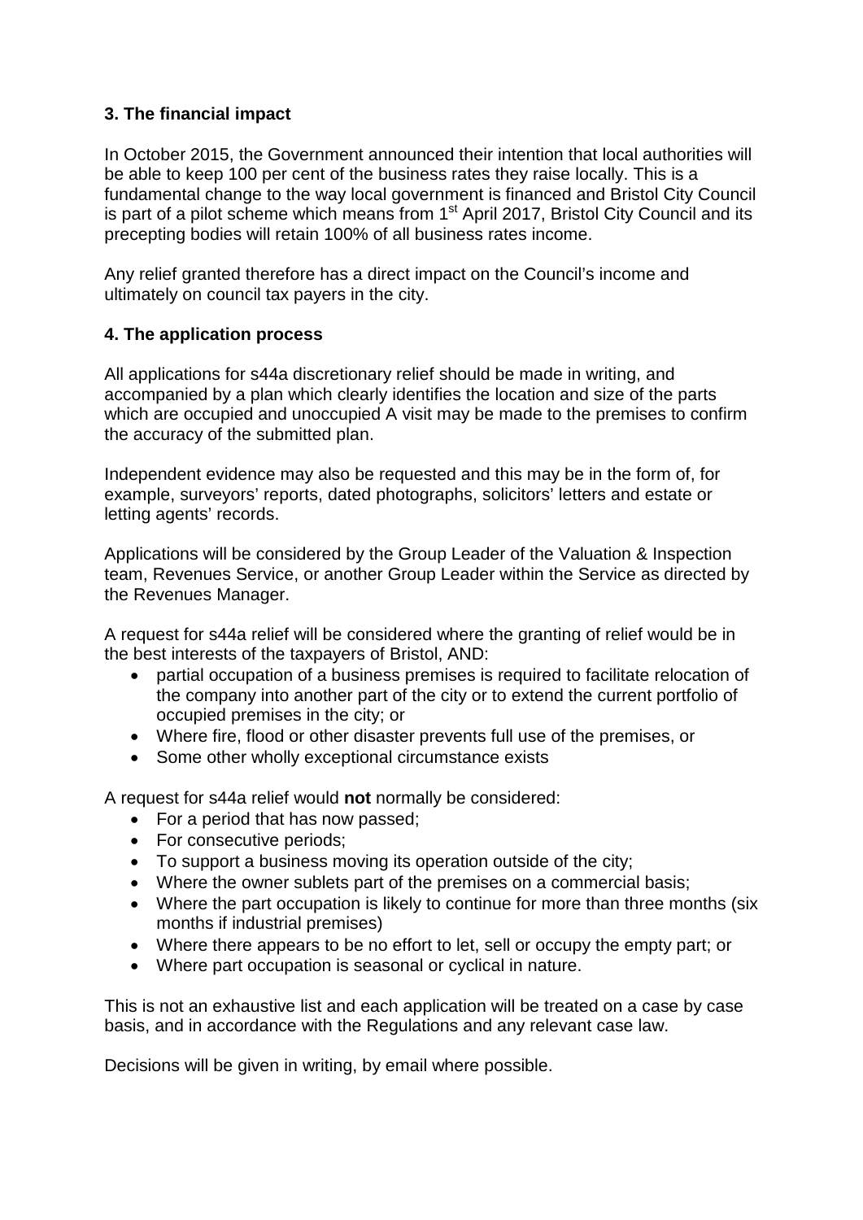## 3. The financial impact

In October 2015, the Government announced their intention that local authorities will be able to keep 100 per cent of the business rates they raise locally. This is a fundamental change to the way local government is financed and Bristol City Council is part of a pilot scheme which means from 1st April 2017, Bristol City Council and its precepting bodies will retain 100% of all business rates income.

Any relief granted therefore has a direct impact on the Council's income and ultimately on council tax payers in the city.

## 4. The application process

All applications for s44a discretionary relief should be made in writing, and accompanied by a plan which clearly identifies the location and size of the parts which are occupied and unoccupied A visit may be made to the premises to confirm the accuracy of the submitted plan.

Independent evidence may also be requested and this may be in the form of, for example, surveyors' reports, dated photographs, solicitors' letters and estate or letting agents' records.

Applications will be considered by the Group Leader of the Valuation & Inspection team, Revenues Service, or another Group Leader within the Service as directed by the Revenues Manager.

A request for s44a relief will be considered where the granting of relief would be in the best interests of the taxpayers of Bristol, AND:

- partial occupation of a business premises is required to facilitate relocation of the company into another part of the city or to extend the current portfolio of occupied premises in the city; or
- Where fire, flood or other disaster prevents full use of the premises, or
- Some other wholly exceptional circumstance exists

A request for s44a relief would **not** normally be considered:

- For a period that has now passed;
- For consecutive periods;
- To support a business moving its operation outside of the city;
- Where the owner sublets part of the premises on a commercial basis;
- Where the part occupation is likely to continue for more than three months (six months if industrial premises)
- Where there appears to be no effort to let, sell or occupy the empty part; or
- Where part occupation is seasonal or cyclical in nature.

This is not an exhaustive list and each application will be treated on a case by case basis, and in accordance with the Regulations and any relevant case law.

Decisions will be given in writing, by email where possible.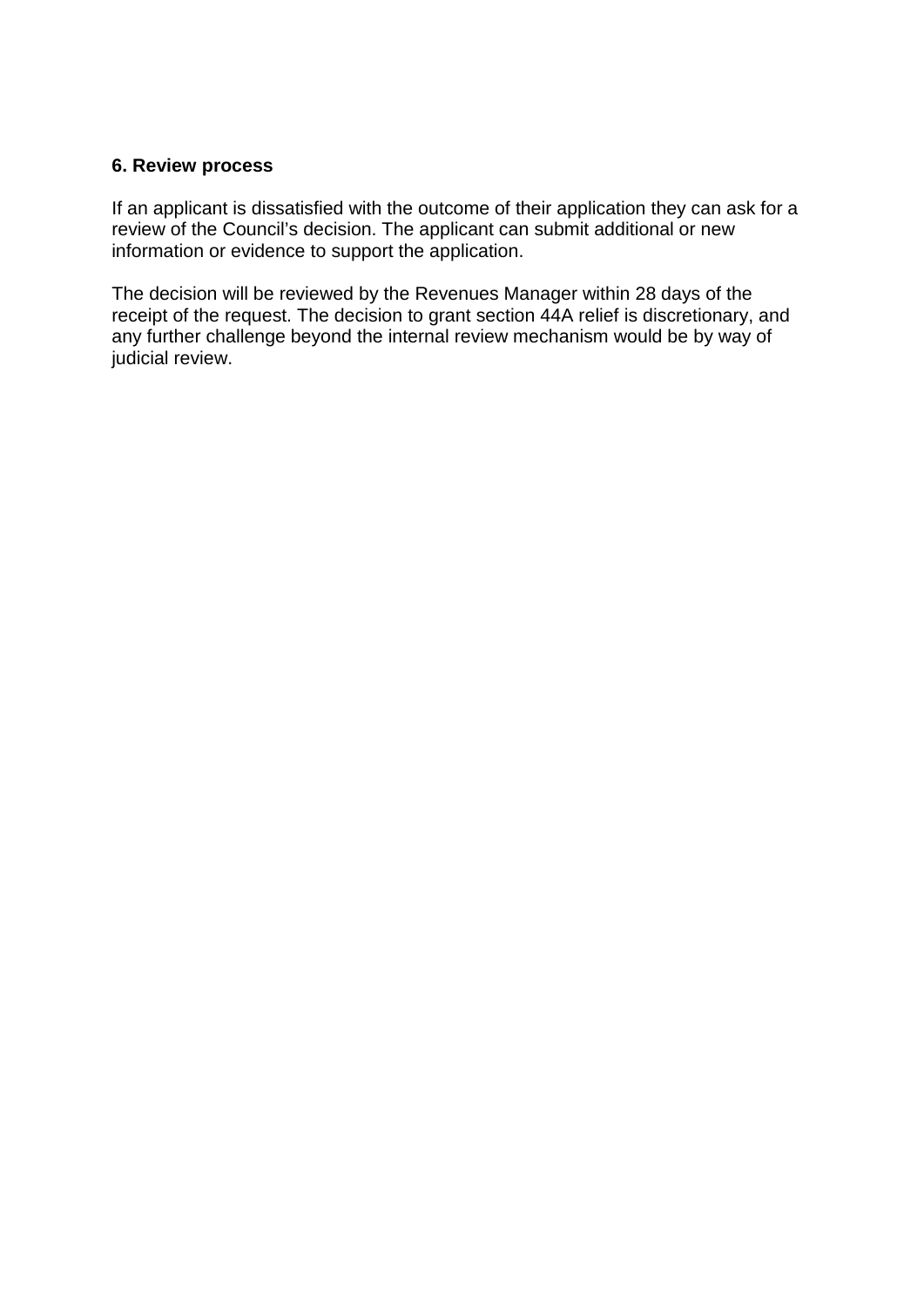## 6. Review process

If an applicant is dissatisfied with the outcome of their application they can ask for a review of the Council's decision. The applicant can submit additional or new information or evidence to support the application.

The decision will be reviewed by the Revenues Manager within 28 days of the receipt of the request. The decision to grant section 44A relief is discretionary, and any further challenge beyond the internal review mechanism would be by way of judicial review.